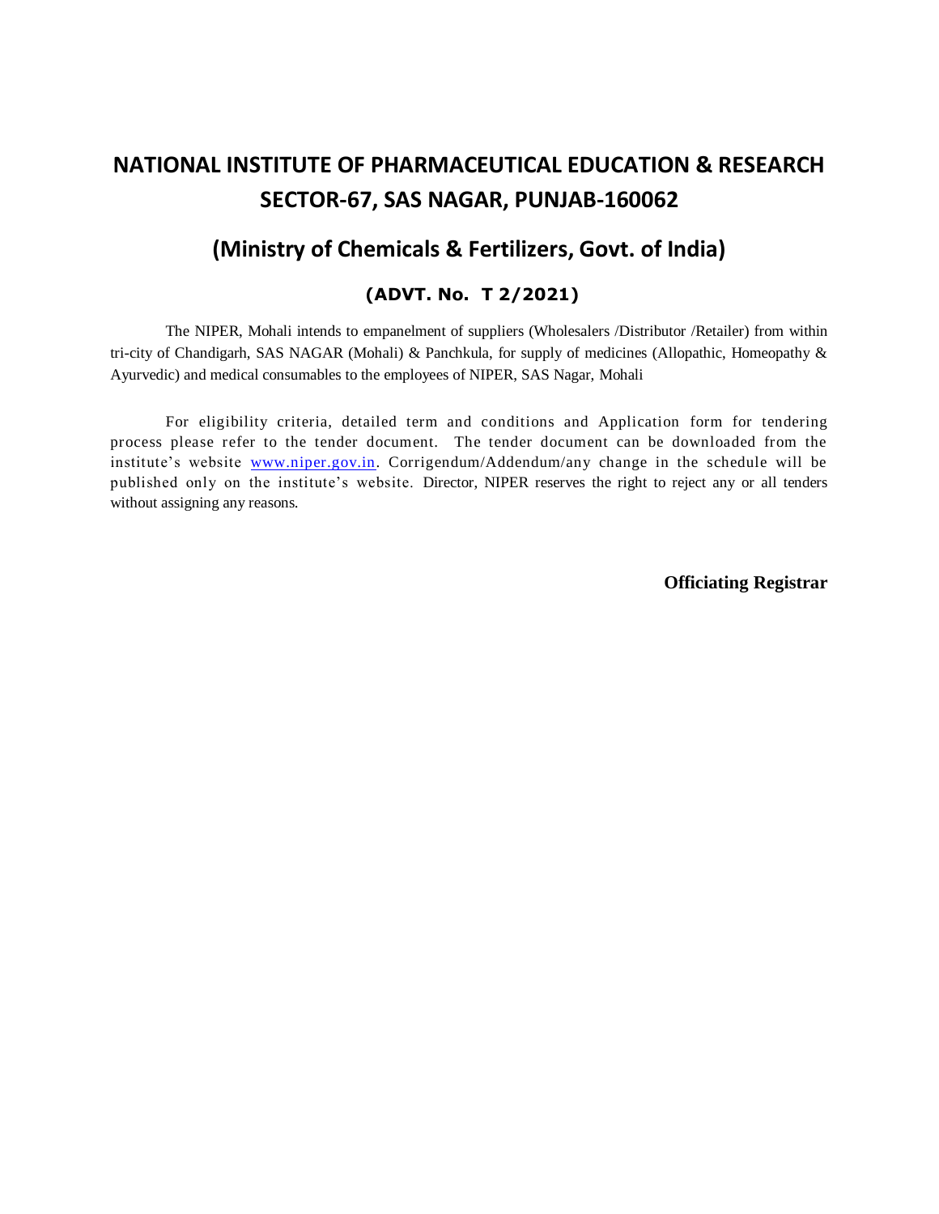# NATIONAL INSTITUTE OF PHARMACEUTICAL EDUCATION & RESEARCH SECTOR-67, SAS NAGAR, PUNJAB-160062

## (Ministry of Chemicals & Fertilizers, Govt. of India)

### (ADVT. No. T 2/2021)

The NIPER, Mohali intends to empanelment of suppliers (Wholesalers /Distributor /Retailer) from within tri-city of Chandigarh, SAS NAGAR (Mohali) & Panchkula, for supply of medicines (Allopathic, Homeopathy & Ayurvedic) and medical consumables to the employees of NIPER, SAS Nagar, Mohali

For eligibility criteria, detailed term and conditions and Application form for tendering process please refer to the tender document. The tender document can be downloaded from the institute's website www.niper.gov.in. Corrigendum/Addendum/any change in the schedule will be published only on the institute's website. Director, NIPER reserves the right to reject any or all tenders without assigning any reasons.

**Officiating Registrar**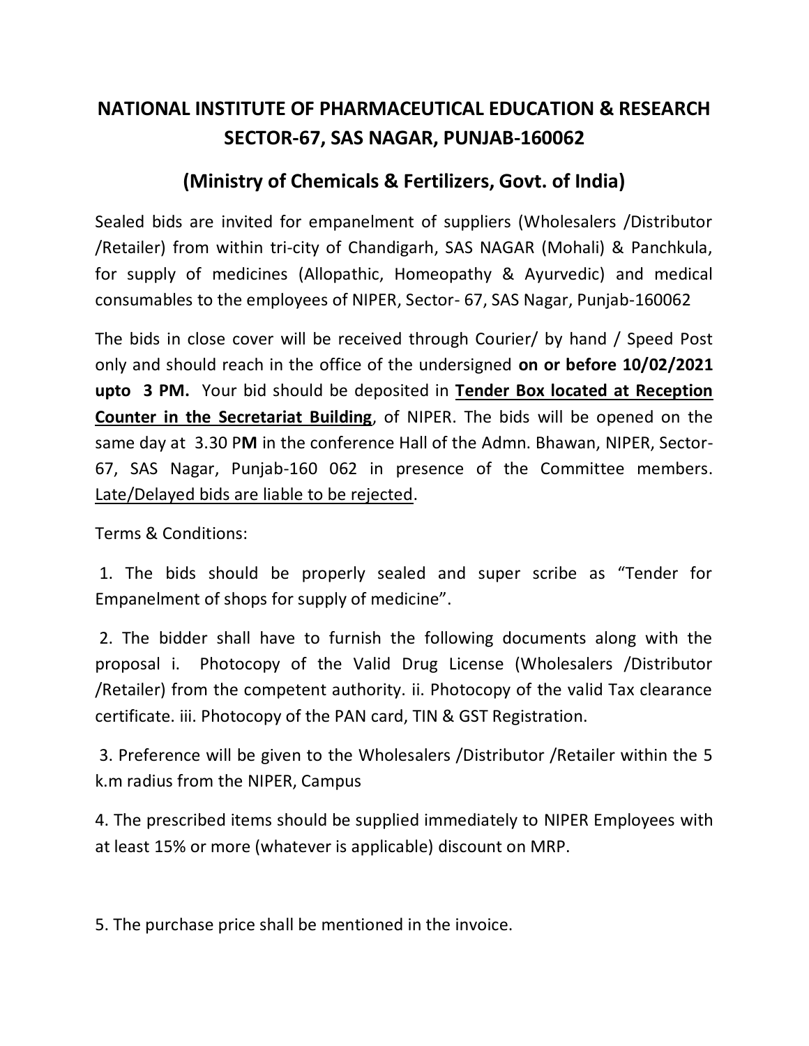# NATIONAL INSTITUTE OF PHARMACEUTICAL EDUCATION & RESEARCH SECTOR-67, SAS NAGAR, PUNJAB-160062

## (Ministry of Chemicals & Fertilizers, Govt. of India)

Sealed bids are invited for empanelment of suppliers (Wholesalers /Distributor /Retailer) from within tri-city of Chandigarh, SAS NAGAR (Mohali) & Panchkula, for supply of medicines (Allopathic, Homeopathy & Ayurvedic) and medical consumables to the employees of NIPER, Sector- 67, SAS Nagar, Punjab-160062

The bids in close cover will be received through Courier/ by hand / Speed Post only and should reach in the office of the undersigned **on or before 10/02/2021 upto 3 PM.** Your bid should be deposited in **Tender Box located at Reception Counter in the Secretariat Building**, of NIPER. The bids will be opened on the same day at 3.30 P**M** in the conference Hall of the Admn. Bhawan, NIPER, Sector-67, SAS Nagar, Punjab-160 062 in presence of the Committee members. Late/Delayed bids are liable to be rejected.

Terms & Conditions:

1. The bids should be properly sealed and super scribe as "Tender for Empanelment of shops for supply of medicine".

2. The bidder shall have to furnish the following documents along with the proposal i. Photocopy of the Valid Drug License (Wholesalers /Distributor /Retailer) from the competent authority. ii. Photocopy of the valid Tax clearance certificate. iii. Photocopy of the PAN card, TIN & GST Registration.

3. Preference will be given to the Wholesalers /Distributor /Retailer within the 5 k.m radius from the NIPER, Campus

4. The prescribed items should be supplied immediately to NIPER Employees with at least 15% or more (whatever is applicable) discount on MRP.

5. The purchase price shall be mentioned in the invoice.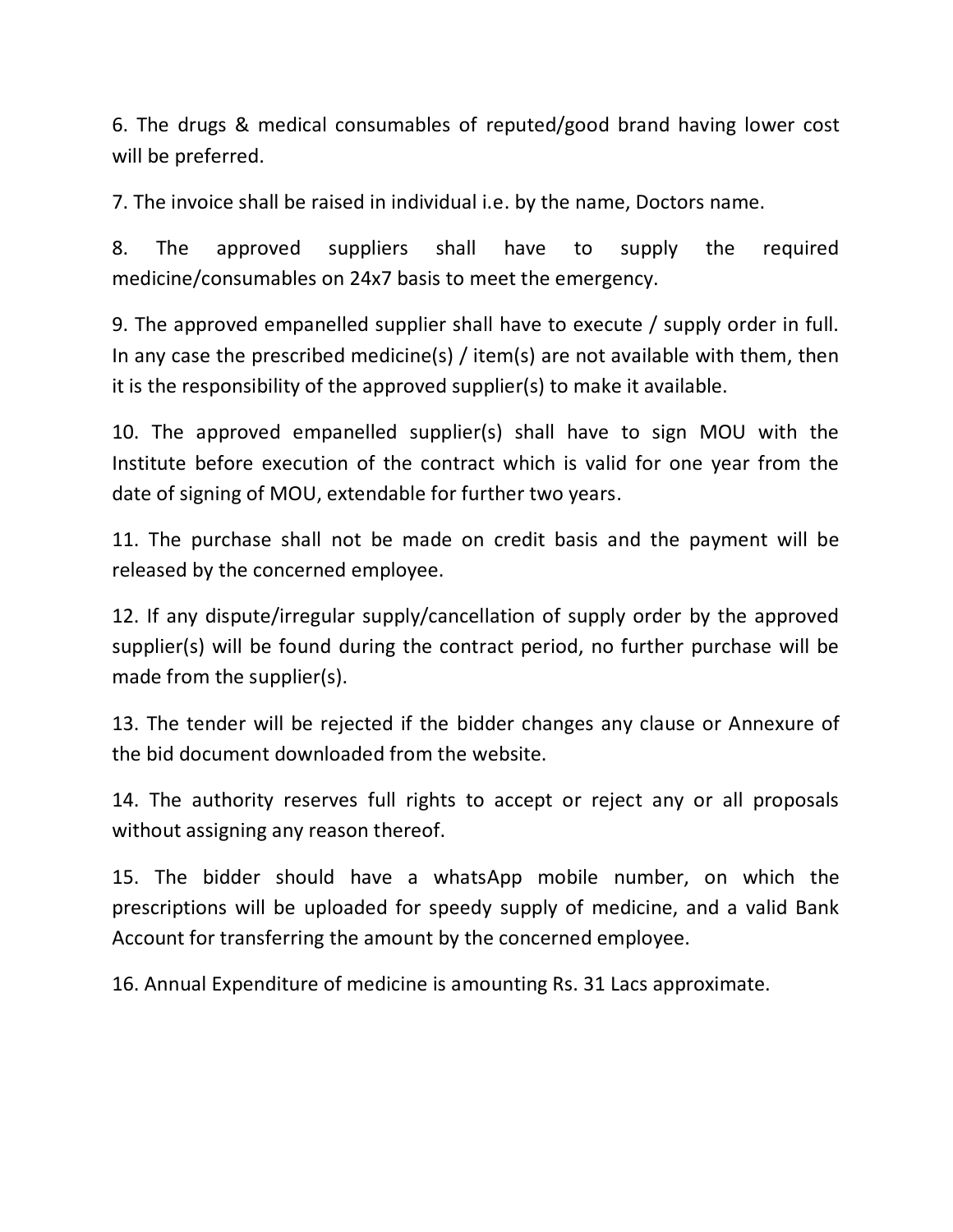6. The drugs & medical consumables of reputed/good brand having lower cost will be preferred.

7. The invoice shall be raised in individual i.e. by the name, Doctors name.

8. The approved suppliers shall have to supply the required medicine/consumables on 24x7 basis to meet the emergency.

9. The approved empanelled supplier shall have to execute / supply order in full. In any case the prescribed medicine(s) / item(s) are not available with them, then it is the responsibility of the approved supplier(s) to make it available.

10. The approved empanelled supplier(s) shall have to sign MOU with the Institute before execution of the contract which is valid for one year from the date of signing of MOU, extendable for further two years.

11. The purchase shall not be made on credit basis and the payment will be released by the concerned employee.

12. If any dispute/irregular supply/cancellation of supply order by the approved supplier(s) will be found during the contract period, no further purchase will be made from the supplier(s).

13. The tender will be rejected if the bidder changes any clause or Annexure of the bid document downloaded from the website.

14. The authority reserves full rights to accept or reject any or all proposals without assigning any reason thereof.

15. The bidder should have a whatsApp mobile number, on which the prescriptions will be uploaded for speedy supply of medicine, and a valid Bank Account for transferring the amount by the concerned employee.

16. Annual Expenditure of medicine is amounting Rs. 31 Lacs approximate.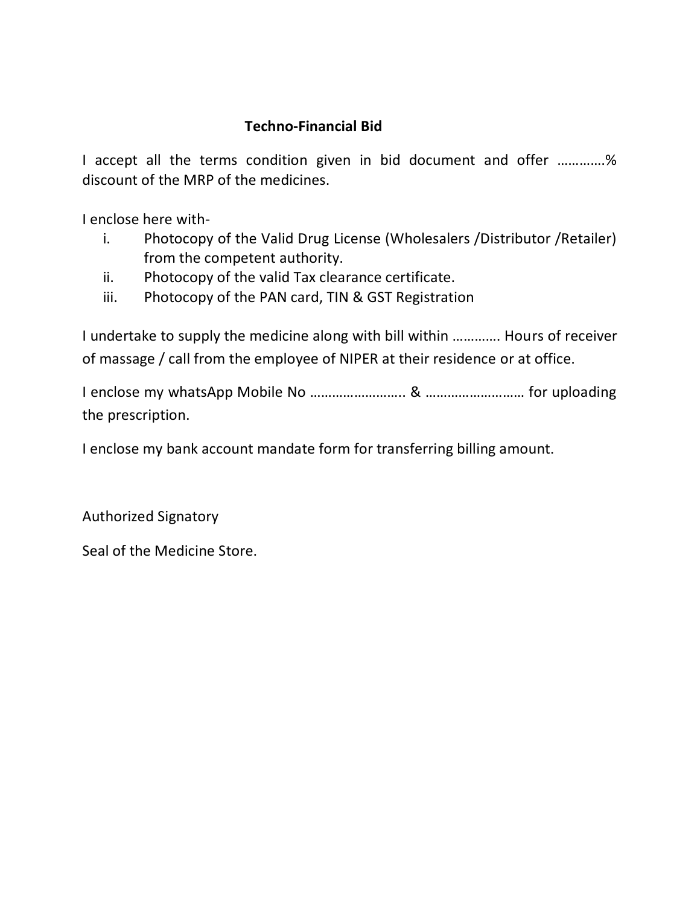## Techno-Financial Bid

I accept all the terms condition given in bid document and offer ………….% discount of the MRP of the medicines.

I enclose here with-

i. Photocopy of the Valid Drug License (Wholesalers /Distributor /Retailer) from the competent authority.
ii. Photocopy of the valid Tax clearance certificate.
iii. Photocopy of the PAN card, TIN & GST Registration

I undertake to supply the medicine along with bill within …………. Hours of receiver of massage / call from the employee of NIPER at their residence or at office.

I enclose my whatsApp Mobile No …………………….. & ……………………… for uploading the prescription.

I enclose my bank account mandate form for transferring billing amount.

Authorized Signatory

Seal of the Medicine Store.